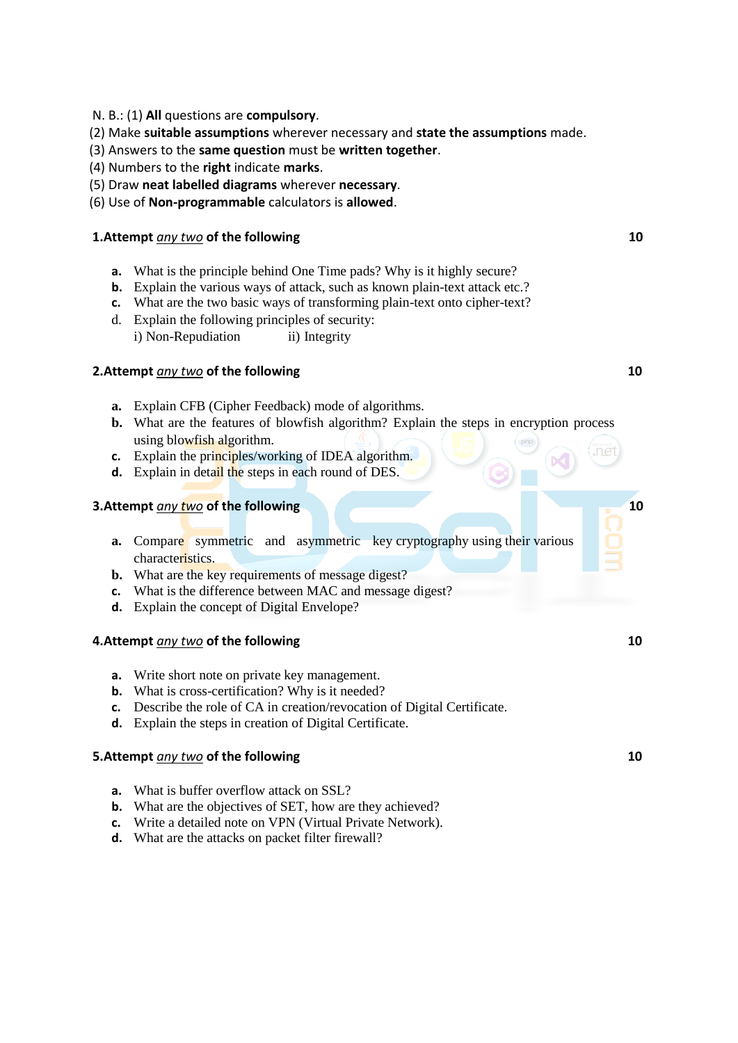N. B.: (1) **All** questions are **compulsory**.
(2) Make **suitable assumptions** wherever necessary and **state the assumptions** made.
(3) Answers to the **same question** must be **written together**.
(4) Numbers to the **right** indicate **marks**.
(5) Draw **neat labelled diagrams** wherever **necessary**.
(6) Use of **Non-programmable** calculators is **allowed**.

**1.Attempt *any two* of the following** **10**

- **a.** What is the principle behind One Time pads? Why is it highly secure?
- **b.** Explain the various ways of attack, such as known plain-text attack etc.?
- **c.** What are the two basic ways of transforming plain-text onto cipher-text?
- d. Explain the following principles of security:
  i) Non-Repudiation ii) Integrity

**2.Attempt *any two* of the following** **10**

- **a.** Explain CFB (Cipher Feedback) mode of algorithms.
- **b.** What are the features of blowfish algorithm? Explain the steps in encryption process using blowfish algorithm.
- **c.** Explain the principles/working of IDEA algorithm.
- **d.** Explain in detail the steps in each round of DES.

**3.Attempt *any two* of the following** **10**

- **a.** Compare symmetric and asymmetric key cryptography using their various characteristics.
- **b.** What are the key requirements of message digest?
- **c.** What is the difference between MAC and message digest?
- **d.** Explain the concept of Digital Envelope?

**4.Attempt *any two* of the following** **10**

- **a.** Write short note on private key management.
- **b.** What is cross-certification? Why is it needed?
- **c.** Describe the role of CA in creation/revocation of Digital Certificate.
- **d.** Explain the steps in creation of Digital Certificate.

**5.Attempt *any two* of the following** **10**

- **a.** What is buffer overflow attack on SSL?
- **b.** What are the objectives of SET, how are they achieved?
- **c.** Write a detailed note on VPN (Virtual Private Network).
- **d.** What are the attacks on packet filter firewall?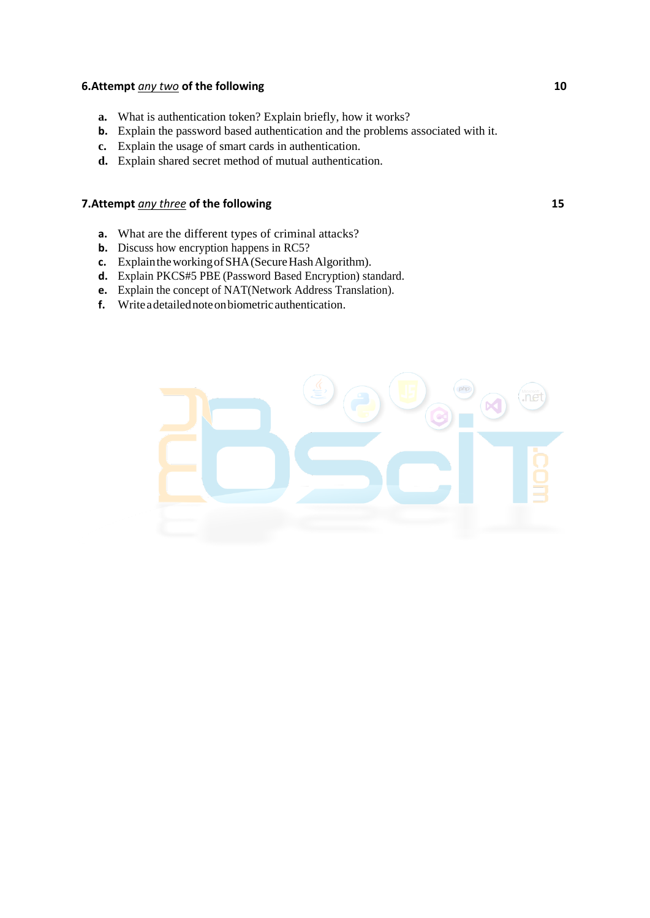**6.Attempt *any two* of the following** **10**

- **a.** What is authentication token? Explain briefly, how it works?
- **b.** Explain the password based authentication and the problems associated with it.
- **c.** Explain the usage of smart cards in authentication.
- **d.** Explain shared secret method of mutual authentication.

**7.Attempt *any three* of the following** **15**

- **a.** What are the different types of criminal attacks?
- **b.** Discuss how encryption happens in RC5?
- **c.** Explain the working of SHA (Secure Hash Algorithm).
- **d.** Explain PKCS#5 PBE (Password Based Encryption) standard.
- **e.** Explain the concept of NAT(Network Address Translation).
- **f.** Write a detailed note on biometric authentication.